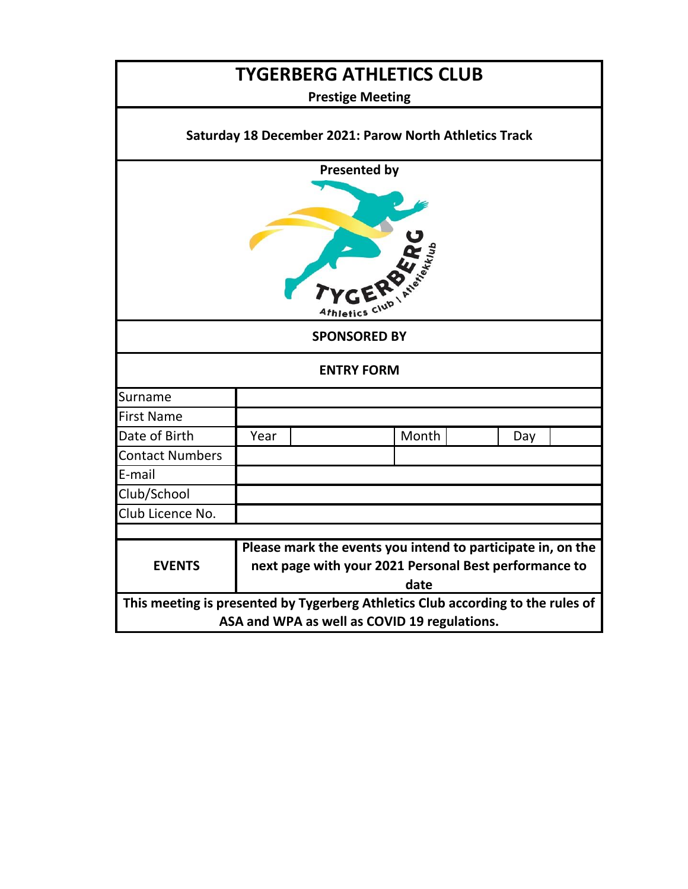# TYGERBERG ATHLETICS CLUB

**Prestige Meeting**

**Saturday 18 December 2021: Parow North Athletics Track**

**Presented by**

TYGERBERG Athletics Club | Atletiekklub

**SPONSORED BY**

**ENTRY FORM**

| | | | | | |
|---|---|---|---|---|---|
| Surname | | | | | |
| First Name | | | | | |
| Date of Birth | Year | | Month | | Day |
| Contact Numbers | | | | | |
| E-mail | | | | | |
| Club/School | | | | | |
| Club Licence No. | | | | | |

| | |
|---|---|
| **EVENTS** | **Please mark the events you intend to participate in, on the next page with your 2021 Personal Best performance to date** |

**This meeting is presented by Tygerberg Athletics Club according to the rules of ASA and WPA as well as COVID 19 regulations.**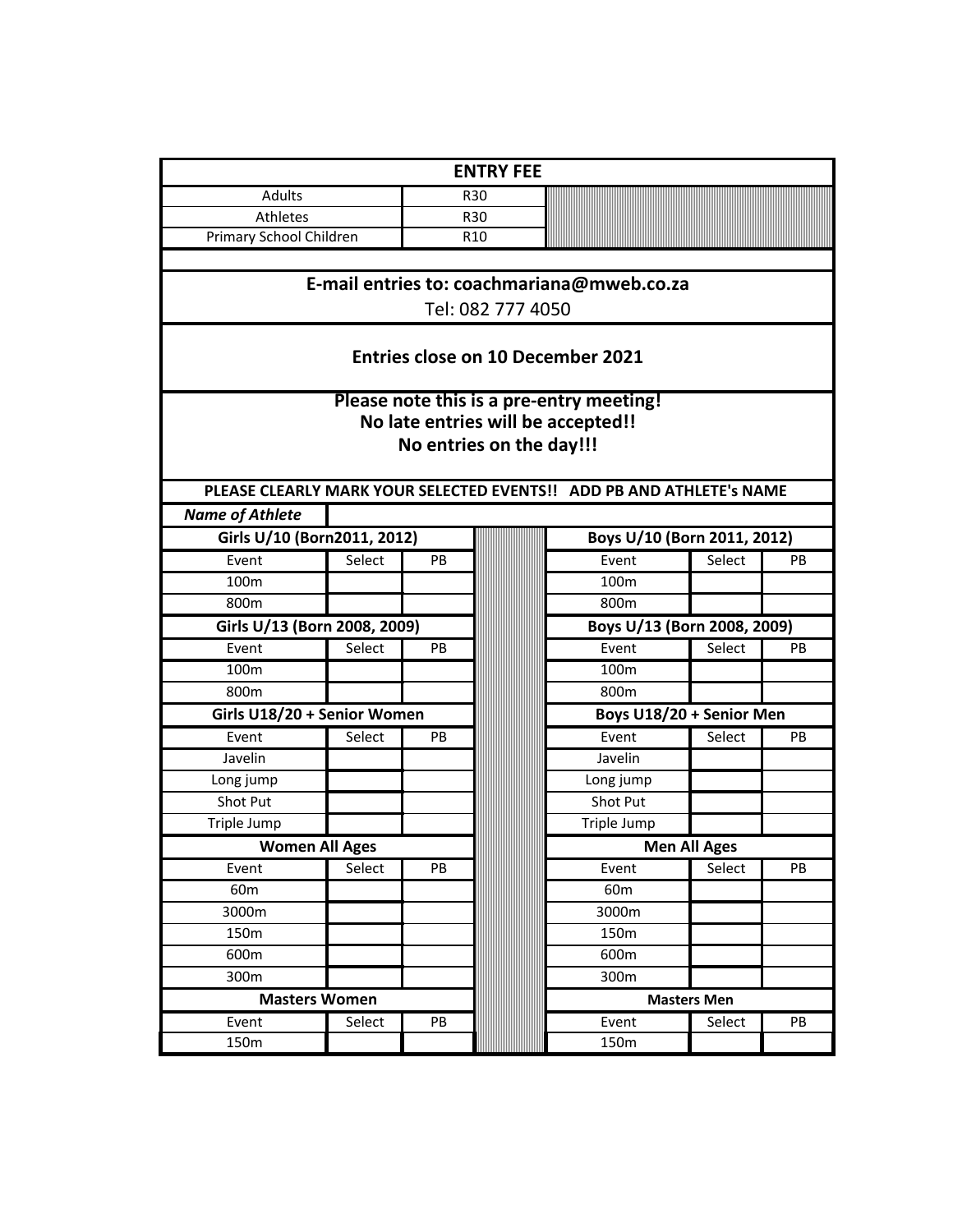## ENTRY FEE

| | |
|---|---|
| Adults | R30 |
| Athletes | R30 |
| Primary School Children | R10 |

**E-mail entries to: coachmariana@mweb.co.za**

Tel: 082 777 4050

**Entries close on 10 December 2021**

**Please note this is a pre-entry meeting!**
**No late entries will be accepted!!**
**No entries on the day!!!**

**PLEASE CLEARLY MARK YOUR SELECTED EVENTS!! ADD PB AND ATHLETE's NAME**

| | |
|---|---|
| ***Name of Athlete*** | |

| **Girls U/10 (Born2011, 2012)** | | | | **Boys U/10 (Born 2011, 2012)** | | |
|---|---|---|---|---|---|---|
| Event | Select | PB | | Event | Select | PB |
| 100m | | | | 100m | | |
| 800m | | | | 800m | | |
| **Girls U/13 (Born 2008, 2009)** | | | | **Boys U/13 (Born 2008, 2009)** | | |
| Event | Select | PB | | Event | Select | PB |
| 100m | | | | 100m | | |
| 800m | | | | 800m | | |
| **Girls U18/20 + Senior Women** | | | | **Boys U18/20 + Senior Men** | | |
| Event | Select | PB | | Event | Select | PB |
| Javelin | | | | Javelin | | |
| Long jump | | | | Long jump | | |
| Shot Put | | | | Shot Put | | |
| Triple Jump | | | | Triple Jump | | |
| **Women All Ages** | | | | **Men All Ages** | | |
| Event | Select | PB | | Event | Select | PB |
| 60m | | | | 60m | | |
| 3000m | | | | 3000m | | |
| 150m | | | | 150m | | |
| 600m | | | | 600m | | |
| 300m | | | | 300m | | |
| **Masters Women** | | | | **Masters Men** | | |
| Event | Select | PB | | Event | Select | PB |
| 150m | | | | 150m | | |